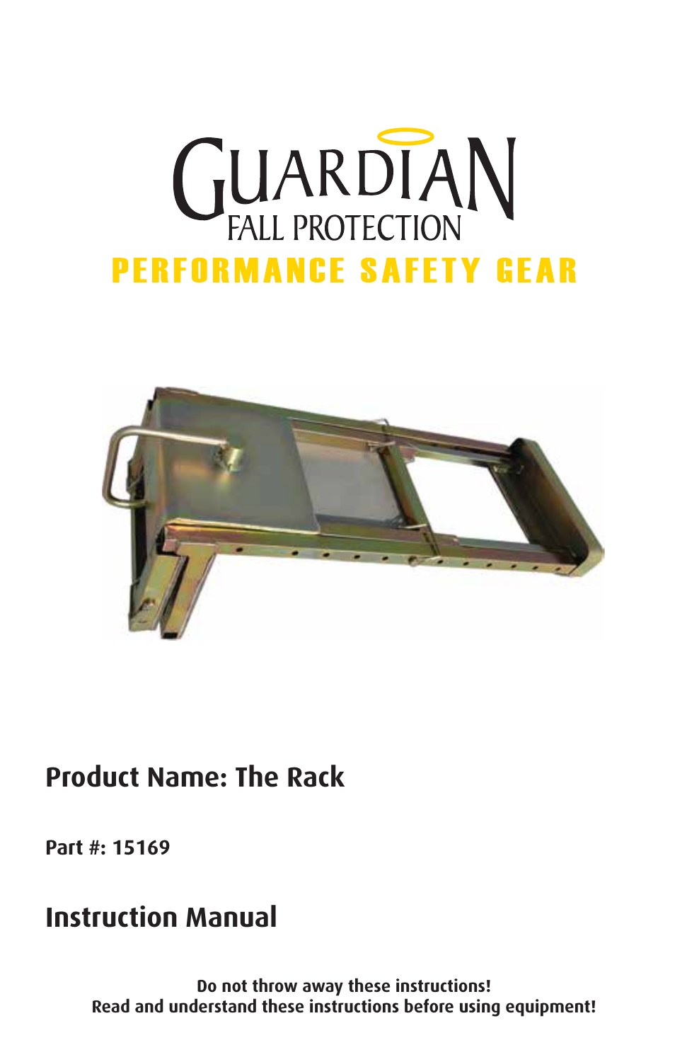# GUARDIAN FALL PROTECTION

**PERFORMANCE SAFETY GEAR**

## Product Name: The Rack

**Part #: 15169**

## Instruction Manual

**Do not throw away these instructions!**
**Read and understand these instructions before using equipment!**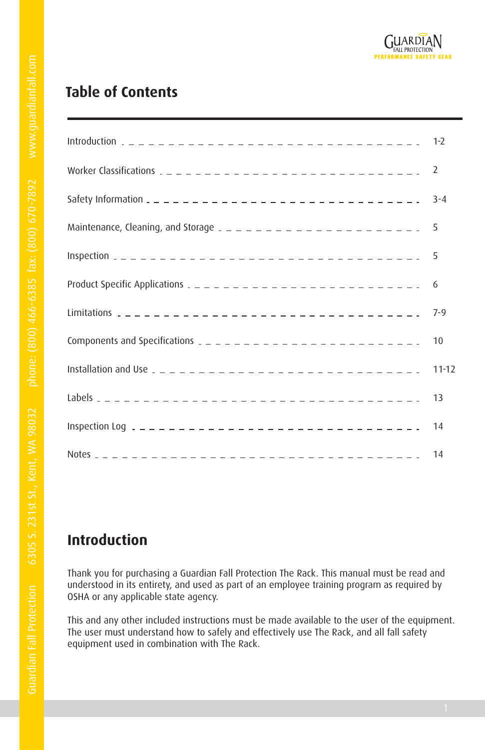## Table of Contents

| Section | Page |
|---|---|
| Introduction | 1-2 |
| Worker Classifications | 2 |
| Safety Information | 3-4 |
| Maintenance, Cleaning, and Storage | 5 |
| Inspection | 5 |
| Product Specific Applications | 6 |
| Limitations | 7-9 |
| Components and Specifications | 10 |
| Installation and Use | 11-12 |
| Labels | 13 |
| Inspection Log | 14 |
| Notes | 14 |

## Introduction

Thank you for purchasing a Guardian Fall Protection The Rack. This manual must be read and understood in its entirety, and used as part of an employee training program as required by OSHA or any applicable state agency.

This and any other included instructions must be made available to the user of the equipment. The user must understand how to safely and effectively use The Rack, and all fall safety equipment used in combination with The Rack.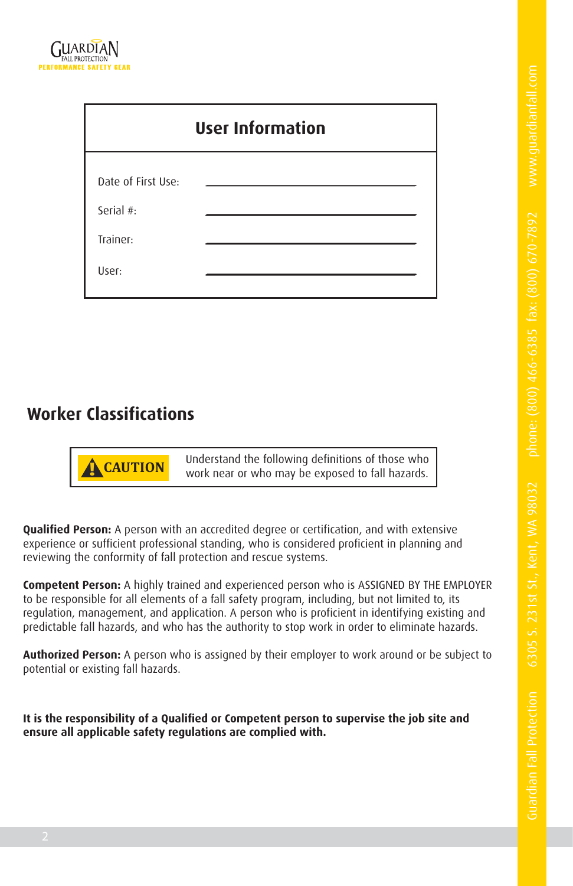## User Information

| | |
|---|---|
| Date of First Use: | ____________________ |
| Serial #: | ____________________ |
| Trainer: | ____________________ |
| User: | ____________________ |

## Worker Classifications

> **CAUTION** Understand the following definitions of those who work near or who may be exposed to fall hazards.

**Qualified Person:** A person with an accredited degree or certification, and with extensive experience or sufficient professional standing, who is considered proficient in planning and reviewing the conformity of fall protection and rescue systems.

**Competent Person:** A highly trained and experienced person who is ASSIGNED BY THE EMPLOYER to be responsible for all elements of a fall safety program, including, but not limited to, its regulation, management, and application. A person who is proficient in identifying existing and predictable fall hazards, and who has the authority to stop work in order to eliminate hazards.

**Authorized Person:** A person who is assigned by their employer to work around or be subject to potential or existing fall hazards.

**It is the responsibility of a Qualified or Competent person to supervise the job site and ensure all applicable safety regulations are complied with.**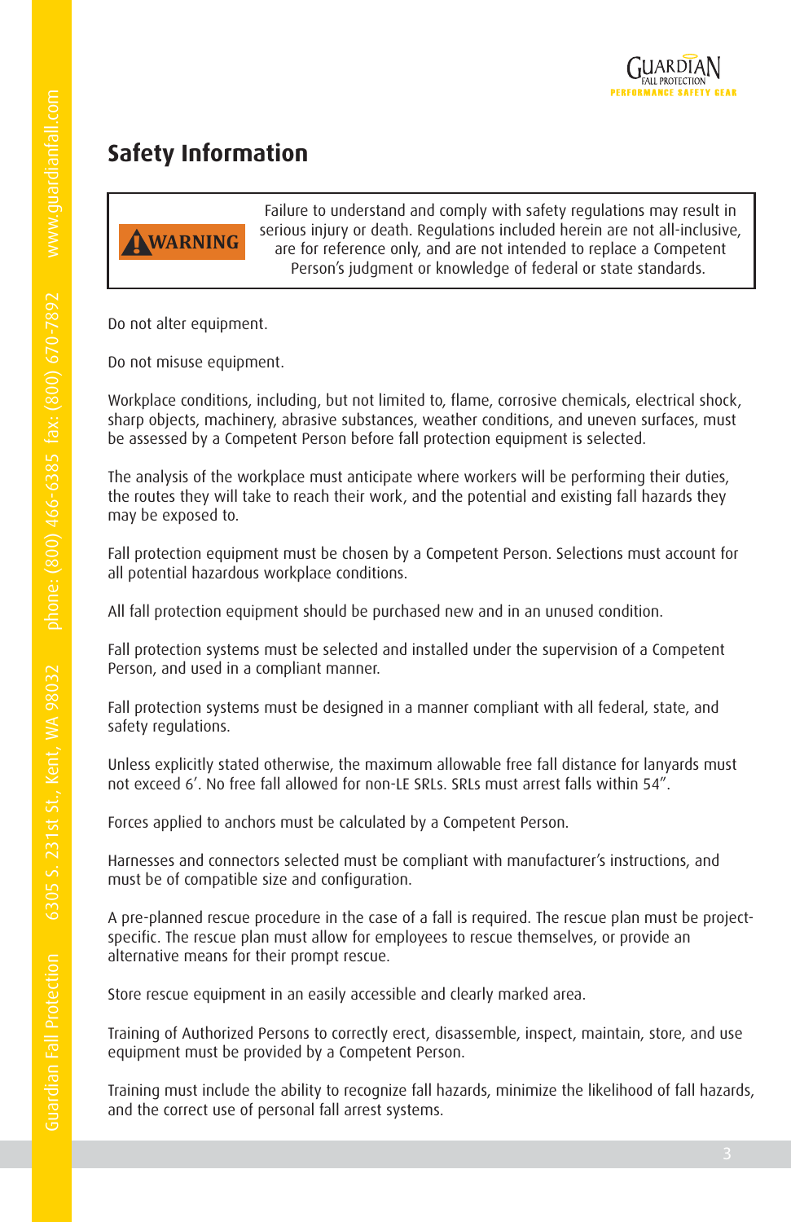## Safety Information

> **WARNING**
>
> Failure to understand and comply with safety regulations may result in serious injury or death. Regulations included herein are not all-inclusive, are for reference only, and are not intended to replace a Competent Person's judgment or knowledge of federal or state standards.

Do not alter equipment.

Do not misuse equipment.

Workplace conditions, including, but not limited to, flame, corrosive chemicals, electrical shock, sharp objects, machinery, abrasive substances, weather conditions, and uneven surfaces, must be assessed by a Competent Person before fall protection equipment is selected.

The analysis of the workplace must anticipate where workers will be performing their duties, the routes they will take to reach their work, and the potential and existing fall hazards they may be exposed to.

Fall protection equipment must be chosen by a Competent Person. Selections must account for all potential hazardous workplace conditions.

All fall protection equipment should be purchased new and in an unused condition.

Fall protection systems must be selected and installed under the supervision of a Competent Person, and used in a compliant manner.

Fall protection systems must be designed in a manner compliant with all federal, state, and safety regulations.

Unless explicitly stated otherwise, the maximum allowable free fall distance for lanyards must not exceed 6'. No free fall allowed for non-LE SRLs. SRLs must arrest falls within 54".

Forces applied to anchors must be calculated by a Competent Person.

Harnesses and connectors selected must be compliant with manufacturer's instructions, and must be of compatible size and configuration.

A pre-planned rescue procedure in the case of a fall is required. The rescue plan must be project-specific. The rescue plan must allow for employees to rescue themselves, or provide an alternative means for their prompt rescue.

Store rescue equipment in an easily accessible and clearly marked area.

Training of Authorized Persons to correctly erect, disassemble, inspect, maintain, store, and use equipment must be provided by a Competent Person.

Training must include the ability to recognize fall hazards, minimize the likelihood of fall hazards, and the correct use of personal fall arrest systems.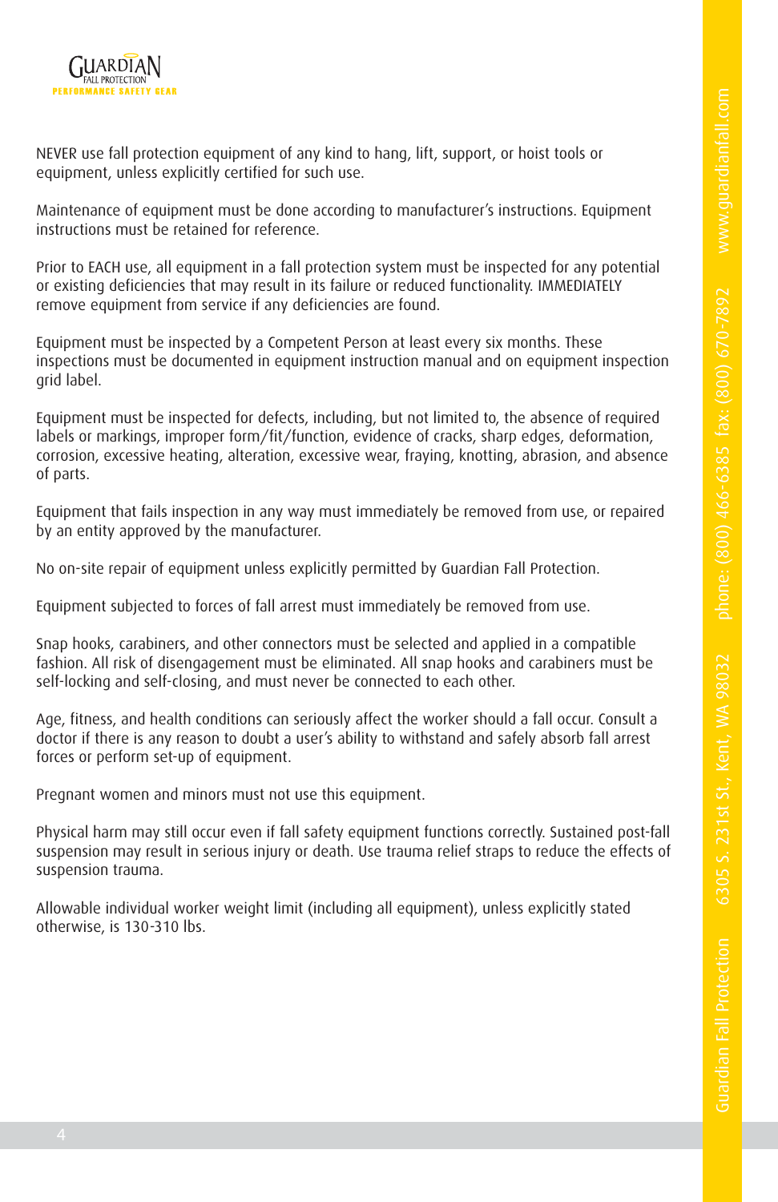NEVER use fall protection equipment of any kind to hang, lift, support, or hoist tools or equipment, unless explicitly certified for such use.

Maintenance of equipment must be done according to manufacturer's instructions. Equipment instructions must be retained for reference.

Prior to EACH use, all equipment in a fall protection system must be inspected for any potential or existing deficiencies that may result in its failure or reduced functionality. IMMEDIATELY remove equipment from service if any deficiencies are found.

Equipment must be inspected by a Competent Person at least every six months. These inspections must be documented in equipment instruction manual and on equipment inspection grid label.

Equipment must be inspected for defects, including, but not limited to, the absence of required labels or markings, improper form/fit/function, evidence of cracks, sharp edges, deformation, corrosion, excessive heating, alteration, excessive wear, fraying, knotting, abrasion, and absence of parts.

Equipment that fails inspection in any way must immediately be removed from use, or repaired by an entity approved by the manufacturer.

No on-site repair of equipment unless explicitly permitted by Guardian Fall Protection.

Equipment subjected to forces of fall arrest must immediately be removed from use.

Snap hooks, carabiners, and other connectors must be selected and applied in a compatible fashion. All risk of disengagement must be eliminated. All snap hooks and carabiners must be self-locking and self-closing, and must never be connected to each other.

Age, fitness, and health conditions can seriously affect the worker should a fall occur. Consult a doctor if there is any reason to doubt a user's ability to withstand and safely absorb fall arrest forces or perform set-up of equipment.

Pregnant women and minors must not use this equipment.

Physical harm may still occur even if fall safety equipment functions correctly. Sustained post-fall suspension may result in serious injury or death. Use trauma relief straps to reduce the effects of suspension trauma.

Allowable individual worker weight limit (including all equipment), unless explicitly stated otherwise, is 130-310 lbs.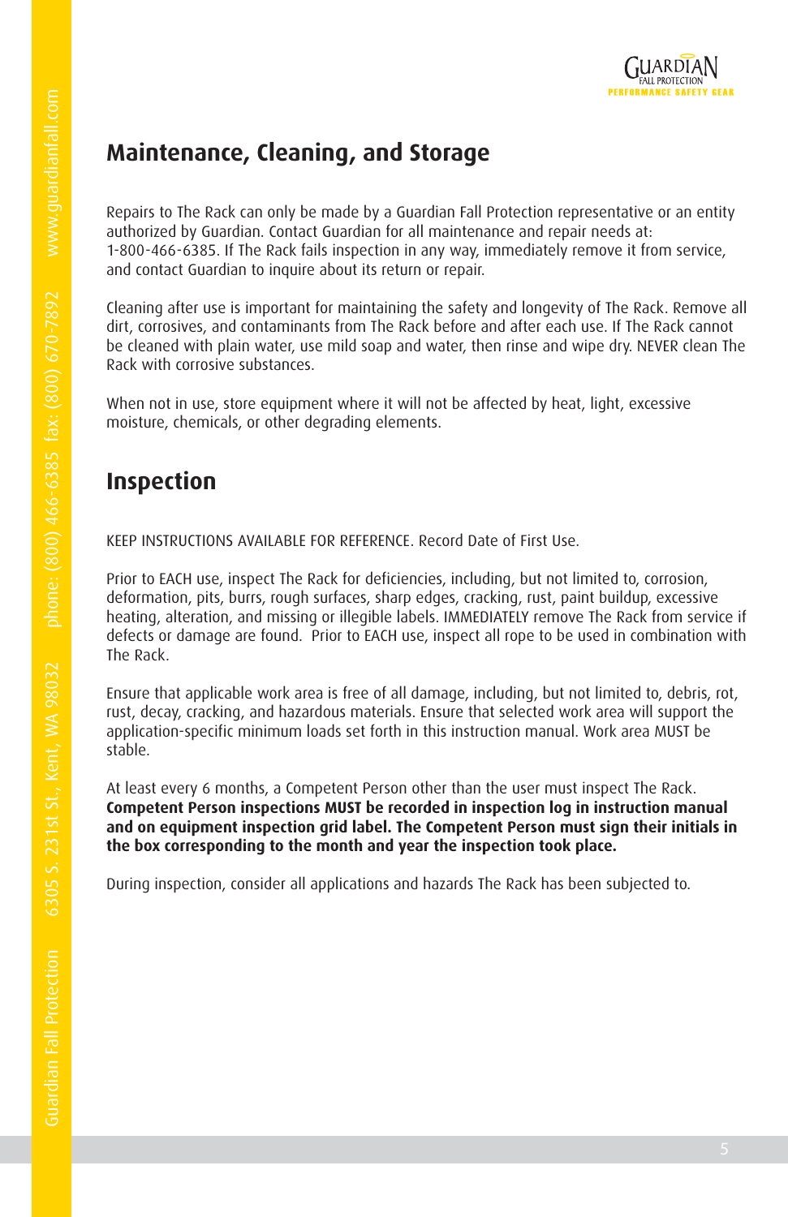## Maintenance, Cleaning, and Storage

Repairs to The Rack can only be made by a Guardian Fall Protection representative or an entity authorized by Guardian. Contact Guardian for all maintenance and repair needs at: 1-800-466-6385. If The Rack fails inspection in any way, immediately remove it from service, and contact Guardian to inquire about its return or repair.

Cleaning after use is important for maintaining the safety and longevity of The Rack. Remove all dirt, corrosives, and contaminants from The Rack before and after each use. If The Rack cannot be cleaned with plain water, use mild soap and water, then rinse and wipe dry. NEVER clean The Rack with corrosive substances.

When not in use, store equipment where it will not be affected by heat, light, excessive moisture, chemicals, or other degrading elements.

## Inspection

KEEP INSTRUCTIONS AVAILABLE FOR REFERENCE. Record Date of First Use.

Prior to EACH use, inspect The Rack for deficiencies, including, but not limited to, corrosion, deformation, pits, burrs, rough surfaces, sharp edges, cracking, rust, paint buildup, excessive heating, alteration, and missing or illegible labels. IMMEDIATELY remove The Rack from service if defects or damage are found. Prior to EACH use, inspect all rope to be used in combination with The Rack.

Ensure that applicable work area is free of all damage, including, but not limited to, debris, rot, rust, decay, cracking, and hazardous materials. Ensure that selected work area will support the application-specific minimum loads set forth in this instruction manual. Work area MUST be stable.

At least every 6 months, a Competent Person other than the user must inspect The Rack. **Competent Person inspections MUST be recorded in inspection log in instruction manual and on equipment inspection grid label. The Competent Person must sign their initials in the box corresponding to the month and year the inspection took place.**

During inspection, consider all applications and hazards The Rack has been subjected to.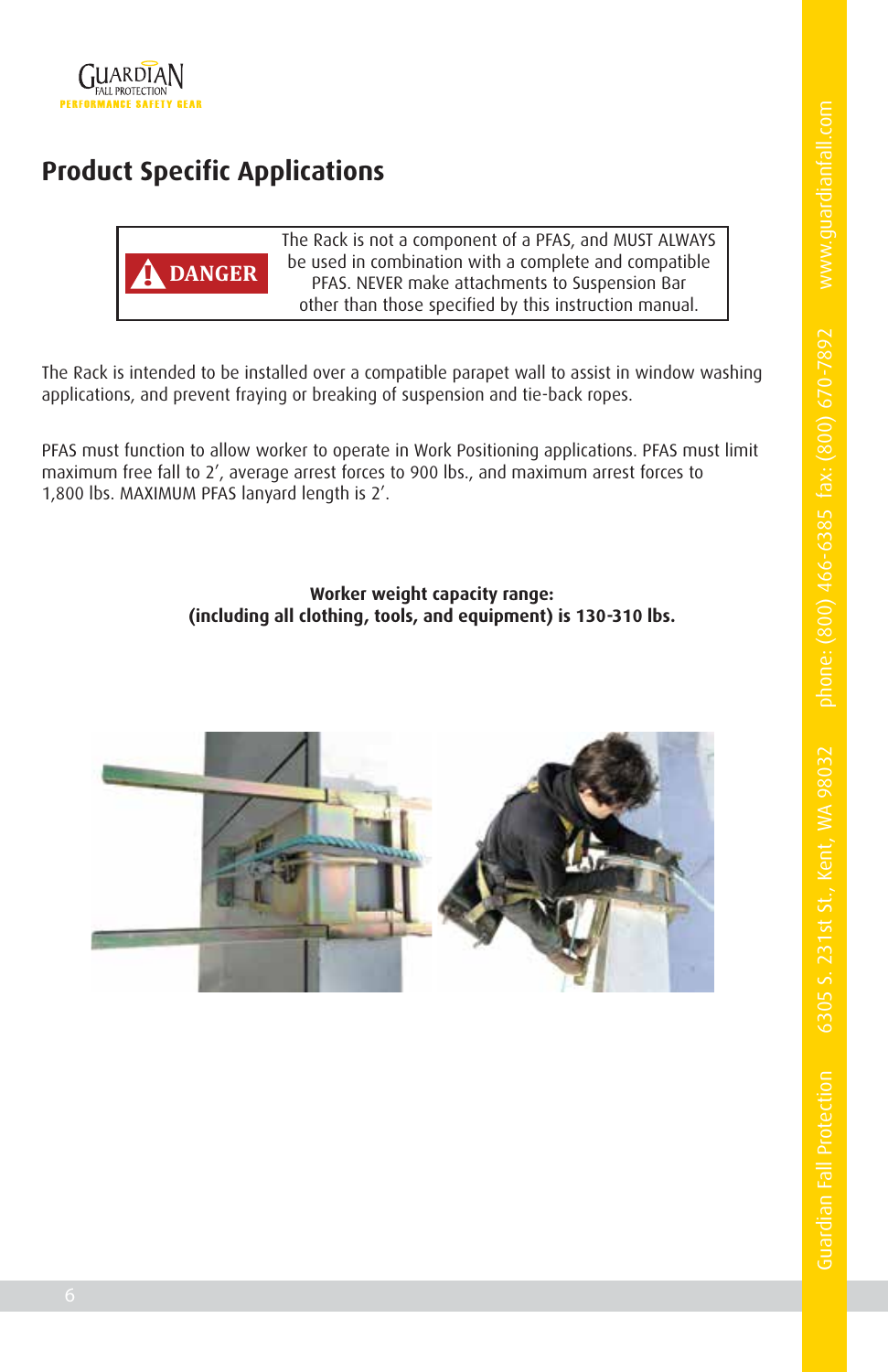## Product Specific Applications

| DANGER | The Rack is not a component of a PFAS, and MUST ALWAYS be used in combination with a complete and compatible PFAS. NEVER make attachments to Suspension Bar other than those specified by this instruction manual. |
|---|---|

The Rack is intended to be installed over a compatible parapet wall to assist in window washing applications, and prevent fraying or breaking of suspension and tie-back ropes.

PFAS must function to allow worker to operate in Work Positioning applications. PFAS must limit maximum free fall to 2', average arrest forces to 900 lbs., and maximum arrest forces to 1,800 lbs. MAXIMUM PFAS lanyard length is 2'.

**Worker weight capacity range:**
**(including all clothing, tools, and equipment) is 130-310 lbs.**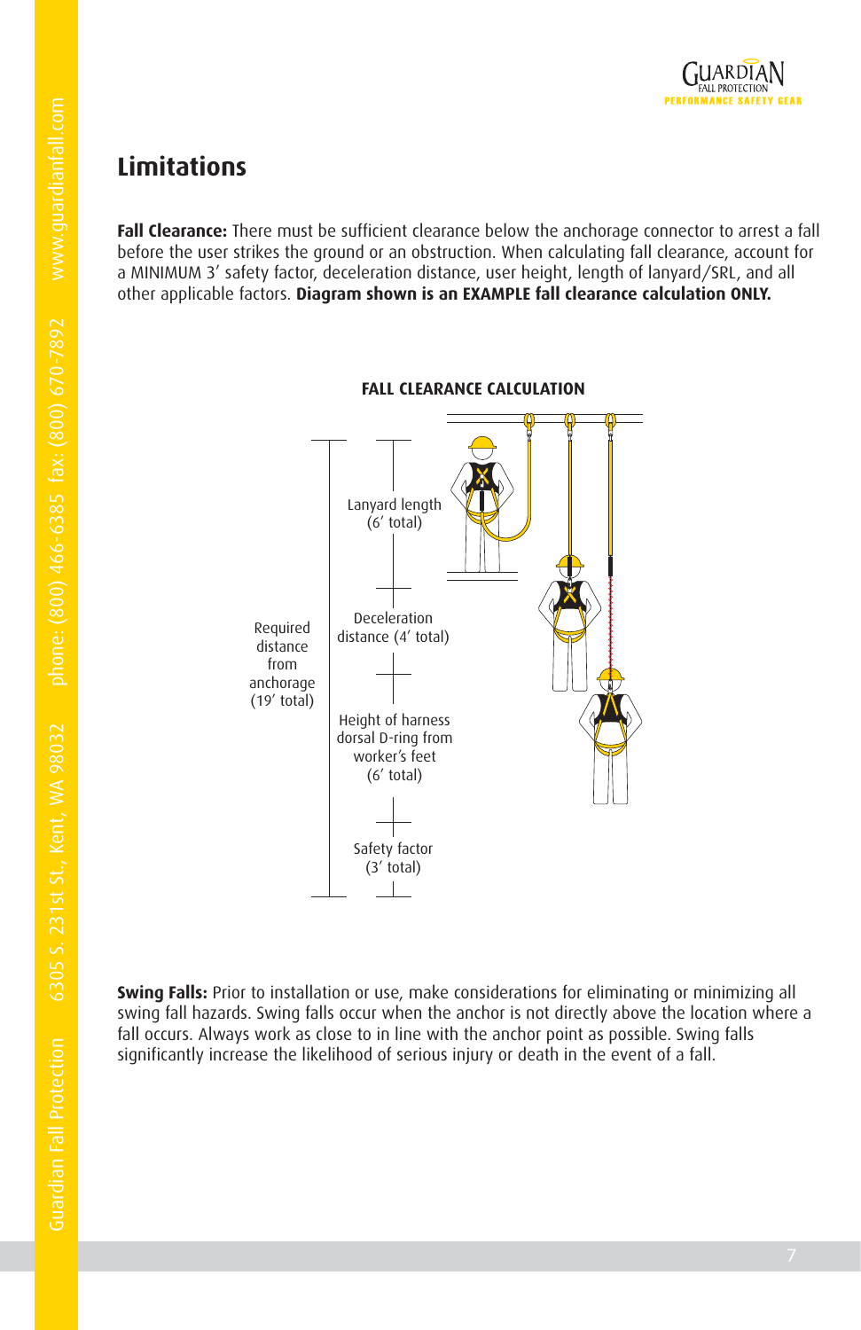## Limitations

**Fall Clearance:** There must be sufficient clearance below the anchorage connector to arrest a fall before the user strikes the ground or an obstruction. When calculating fall clearance, account for a MINIMUM 3' safety factor, deceleration distance, user height, length of lanyard/SRL, and all other applicable factors. **Diagram shown is an EXAMPLE fall clearance calculation ONLY.**

**FALL CLEARANCE CALCULATION**

Required distance from anchorage (19' total)

Lanyard length (6' total)

Deceleration distance (4' total)

Height of harness dorsal D-ring from worker's feet (6' total)

Safety factor (3' total)

**Swing Falls:** Prior to installation or use, make considerations for eliminating or minimizing all swing fall hazards. Swing falls occur when the anchor is not directly above the location where a fall occurs. Always work as close to in line with the anchor point as possible. Swing falls significantly increase the likelihood of serious injury or death in the event of a fall.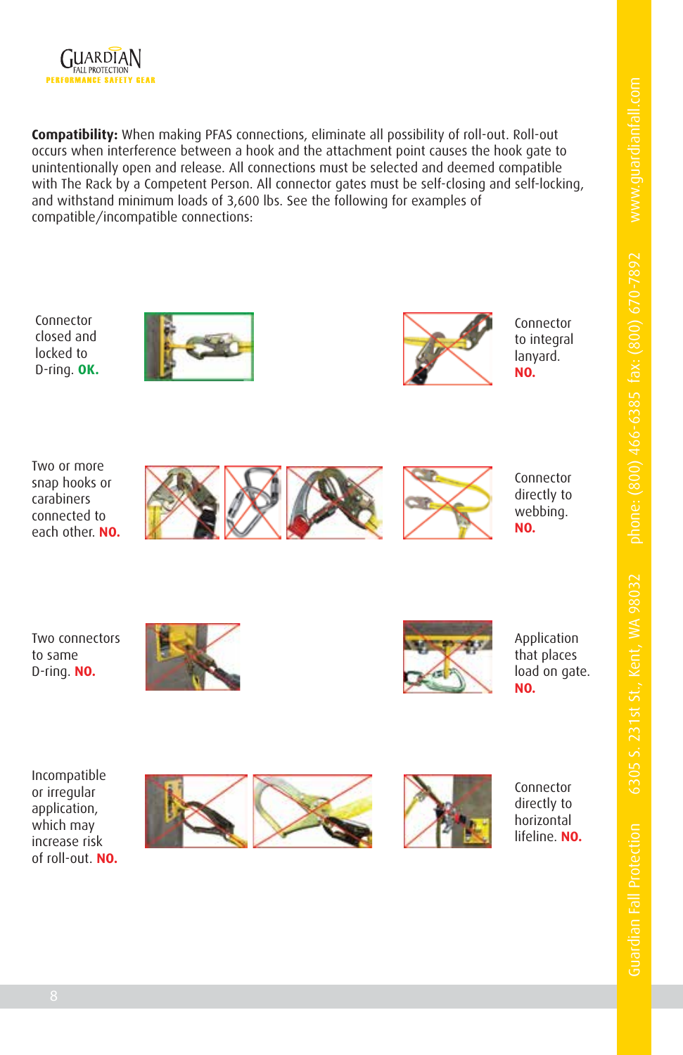**Compatibility:** When making PFAS connections, eliminate all possibility of roll-out. Roll-out occurs when interference between a hook and the attachment point causes the hook gate to unintentionally open and release. All connections must be selected and deemed compatible with The Rack by a Competent Person. All connector gates must be self-closing and self-locking, and withstand minimum loads of 3,600 lbs. See the following for examples of compatible/incompatible connections:

Connector closed and locked to D-ring. **OK.**

Connector to integral lanyard. **NO.**

Two or more snap hooks or carabiners connected to each other. **NO.**

Connector directly to webbing. **NO.**

Two connectors to same D-ring. **NO.**

Application that places load on gate. **NO.**

Incompatible or irregular application, which may increase risk of roll-out. **NO.**

Connector directly to horizontal lifeline. **NO.**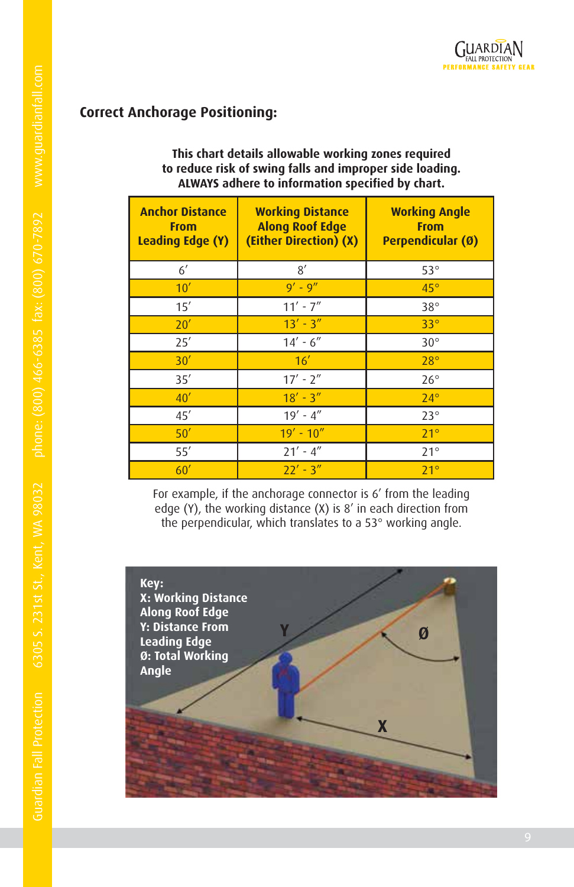## Correct Anchorage Positioning:

**This chart details allowable working zones required to reduce risk of swing falls and improper side loading. ALWAYS adhere to information specified by chart.**

| Anchor Distance From Leading Edge (Y) | Working Distance Along Roof Edge (Either Direction) (X) | Working Angle From Perpendicular (Ø) |
|---|---|---|
| 6′ | 8′ | 53° |
| 10′ | 9′ - 9″ | 45° |
| 15′ | 11′ - 7″ | 38° |
| 20′ | 13′ - 3″ | 33° |
| 25′ | 14′ - 6″ | 30° |
| 30′ | 16′ | 28° |
| 35′ | 17′ - 2″ | 26° |
| 40′ | 18′ - 3″ | 24° |
| 45′ | 19′ - 4″ | 23° |
| 50′ | 19′ - 10″ | 21° |
| 55′ | 21′ - 4″ | 21° |
| 60′ | 22′ - 3″ | 21° |

For example, if the anchorage connector is 6′ from the leading edge (Y), the working distance (X) is 8′ in each direction from the perpendicular, which translates to a 53° working angle.

**Key:**
**X: Working Distance Along Roof Edge**
**Y: Distance From Leading Edge**
**Ø: Total Working Angle**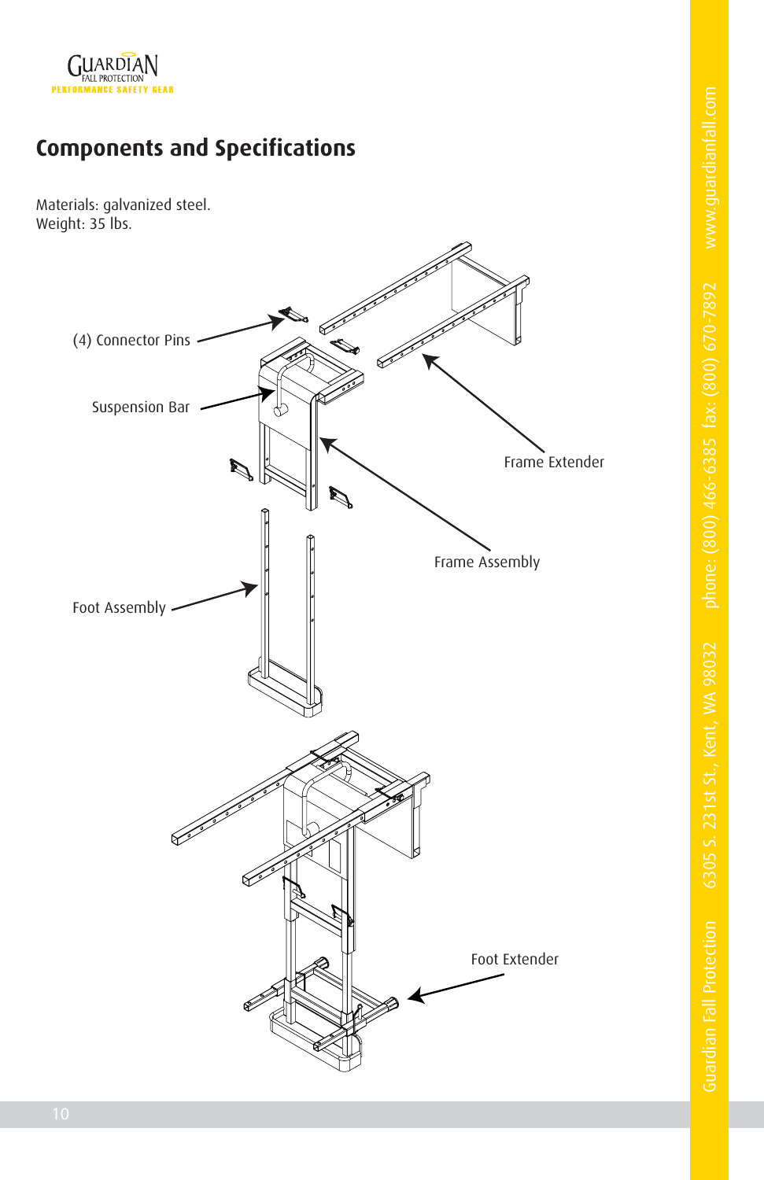## Components and Specifications

Materials: galvanized steel.
Weight: 35 lbs.

(4) Connector Pins

Suspension Bar

Frame Extender

Frame Assembly

Foot Assembly

Foot Extender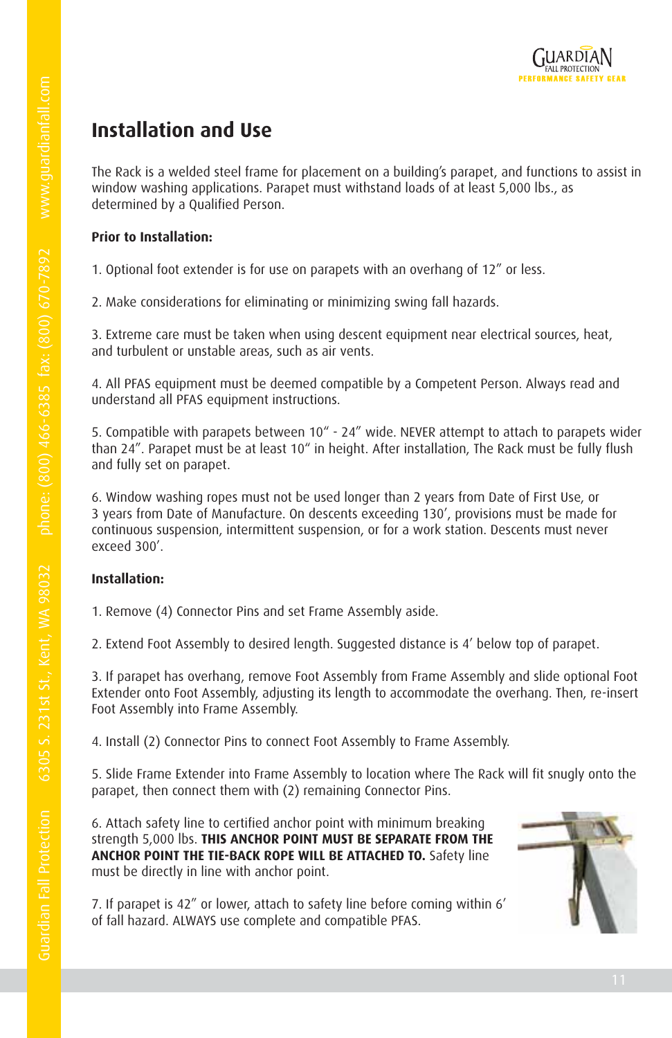# Installation and Use

The Rack is a welded steel frame for placement on a building's parapet, and functions to assist in window washing applications. Parapet must withstand loads of at least 5,000 lbs., as determined by a Qualified Person.

**Prior to Installation:**

1. Optional foot extender is for use on parapets with an overhang of 12" or less.

2. Make considerations for eliminating or minimizing swing fall hazards.

3. Extreme care must be taken when using descent equipment near electrical sources, heat, and turbulent or unstable areas, such as air vents.

4. All PFAS equipment must be deemed compatible by a Competent Person. Always read and understand all PFAS equipment instructions.

5. Compatible with parapets between 10" - 24" wide. NEVER attempt to attach to parapets wider than 24". Parapet must be at least 10" in height. After installation, The Rack must be fully flush and fully set on parapet.

6. Window washing ropes must not be used longer than 2 years from Date of First Use, or 3 years from Date of Manufacture. On descents exceeding 130', provisions must be made for continuous suspension, intermittent suspension, or for a work station. Descents must never exceed 300'.

**Installation:**

1. Remove (4) Connector Pins and set Frame Assembly aside.

2. Extend Foot Assembly to desired length. Suggested distance is 4' below top of parapet.

3. If parapet has overhang, remove Foot Assembly from Frame Assembly and slide optional Foot Extender onto Foot Assembly, adjusting its length to accommodate the overhang. Then, re-insert Foot Assembly into Frame Assembly.

4. Install (2) Connector Pins to connect Foot Assembly to Frame Assembly.

5. Slide Frame Extender into Frame Assembly to location where The Rack will fit snugly onto the parapet, then connect them with (2) remaining Connector Pins.

6. Attach safety line to certified anchor point with minimum breaking strength 5,000 lbs. **THIS ANCHOR POINT MUST BE SEPARATE FROM THE ANCHOR POINT THE TIE-BACK ROPE WILL BE ATTACHED TO.** Safety line must be directly in line with anchor point.

7. If parapet is 42" or lower, attach to safety line before coming within 6' of fall hazard. ALWAYS use complete and compatible PFAS.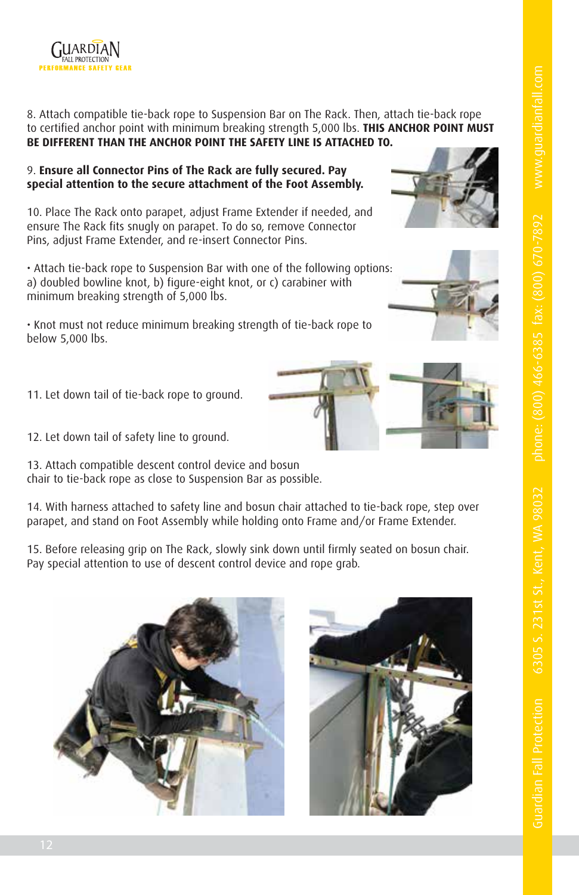8. Attach compatible tie-back rope to Suspension Bar on The Rack. Then, attach tie-back rope to certified anchor point with minimum breaking strength 5,000 lbs. **THIS ANCHOR POINT MUST BE DIFFERENT THAN THE ANCHOR POINT THE SAFETY LINE IS ATTACHED TO.**

9. **Ensure all Connector Pins of The Rack are fully secured. Pay special attention to the secure attachment of the Foot Assembly.**

10. Place The Rack onto parapet, adjust Frame Extender if needed, and ensure The Rack fits snugly on parapet. To do so, remove Connector Pins, adjust Frame Extender, and re-insert Connector Pins.

- Attach tie-back rope to Suspension Bar with one of the following options: a) doubled bowline knot, b) figure-eight knot, or c) carabiner with minimum breaking strength of 5,000 lbs.

- Knot must not reduce minimum breaking strength of tie-back rope to below 5,000 lbs.

11. Let down tail of tie-back rope to ground.

12. Let down tail of safety line to ground.

13. Attach compatible descent control device and bosun chair to tie-back rope as close to Suspension Bar as possible.

14. With harness attached to safety line and bosun chair attached to tie-back rope, step over parapet, and stand on Foot Assembly while holding onto Frame and/or Frame Extender.

15. Before releasing grip on The Rack, slowly sink down until firmly seated on bosun chair. Pay special attention to use of descent control device and rope grab.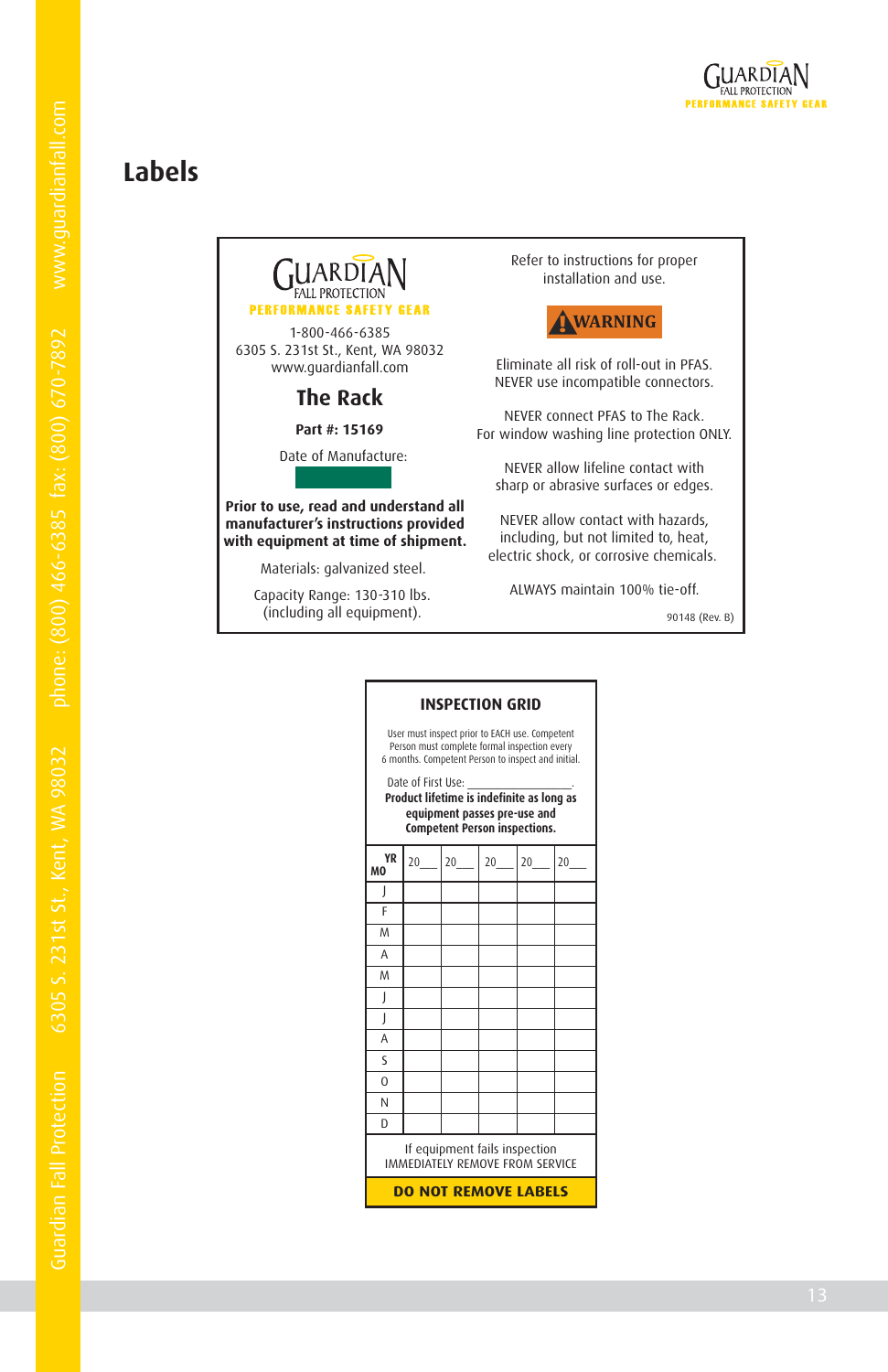# Labels

GUARDIAN
FALL PROTECTION
PERFORMANCE SAFETY GEAR

1-800-466-6385
6305 S. 231st St., Kent, WA 98032
www.guardianfall.com

## The Rack

**Part #: 15169**

Date of Manufacture:

**Prior to use, read and understand all manufacturer's instructions provided with equipment at time of shipment.**

Materials: galvanized steel.

Capacity Range: 130-310 lbs. (including all equipment).

Refer to instructions for proper installation and use.

**WARNING**

Eliminate all risk of roll-out in PFAS. NEVER use incompatible connectors.

NEVER connect PFAS to The Rack. For window washing line protection ONLY.

NEVER allow lifeline contact with sharp or abrasive surfaces or edges.

NEVER allow contact with hazards, including, but not limited to, heat, electric shock, or corrosive chemicals.

ALWAYS maintain 100% tie-off.

90148 (Rev. B)

**INSPECTION GRID**

User must inspect prior to EACH use. Competent Person must complete formal inspection every 6 months. Competent Person to inspect and initial.

Date of First Use: ________________.

**Product lifetime is indefinite as long as equipment passes pre-use and Competent Person inspections.**

| YR / MO | 20___ | 20___ | 20___ | 20___ | 20___ |
|---|---|---|---|---|---|
| J | | | | | |
| F | | | | | |
| M | | | | | |
| A | | | | | |
| M | | | | | |
| J | | | | | |
| J | | | | | |
| A | | | | | |
| S | | | | | |
| O | | | | | |
| N | | | | | |
| D | | | | | |

If equipment fails inspection IMMEDIATELY REMOVE FROM SERVICE

**DO NOT REMOVE LABELS**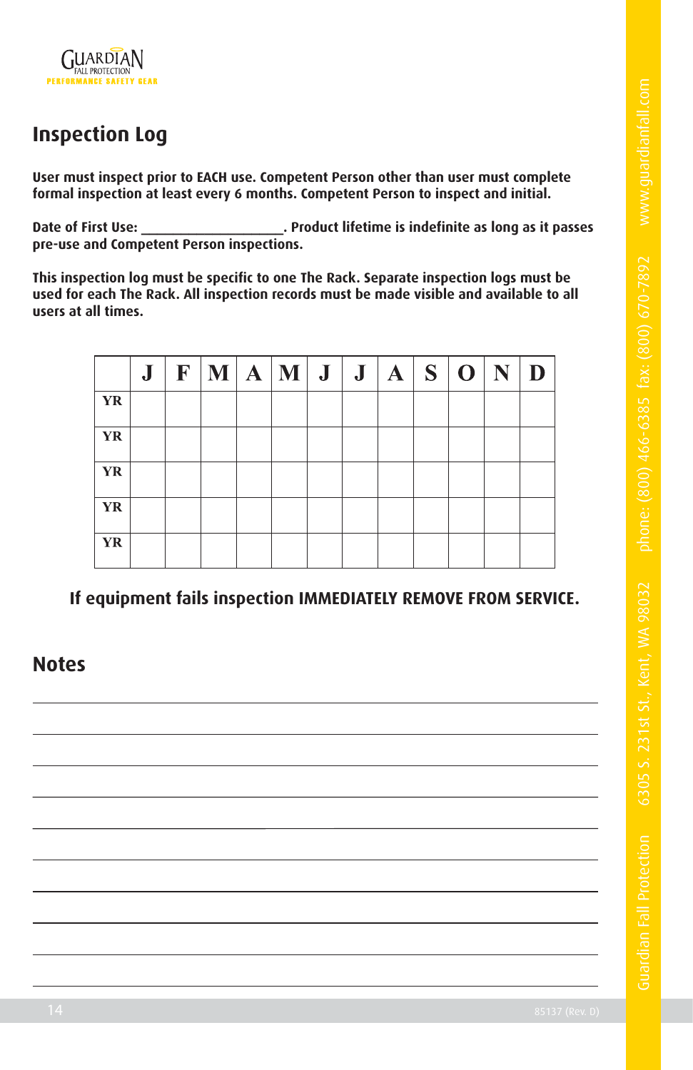GUARDIAN FALL PROTECTION
PERFORMANCE SAFETY GEAR

# Inspection Log

**User must inspect prior to EACH use. Competent Person other than user must complete formal inspection at least every 6 months. Competent Person to inspect and initial.**

**Date of First Use: ____________________. Product lifetime is indefinite as long as it passes pre-use and Competent Person inspections.**

**This inspection log must be specific to one The Rack. Separate inspection logs must be used for each The Rack. All inspection records must be made visible and available to all users at all times.**

| | J | F | M | A | M | J | J | A | S | O | N | D |
|---|---|---|---|---|---|---|---|---|---|---|---|---|
| YR | | | | | | | | | | | | |
| YR | | | | | | | | | | | | |
| YR | | | | | | | | | | | | |
| YR | | | | | | | | | | | | |
| YR | | | | | | | | | | | | |

**If equipment fails inspection IMMEDIATELY REMOVE FROM SERVICE.**

## Notes

______________________________________________

______________________________________________

______________________________________________

______________________________________________

______________________________________________

______________________________________________

______________________________________________

______________________________________________

______________________________________________

______________________________________________

Guardian Fall Protection 6305 S. 231st St., Kent, WA 98032 phone: (800) 466-6385 fax: (800) 670-7892 www.guardianfall.com

85137 (Rev. D)